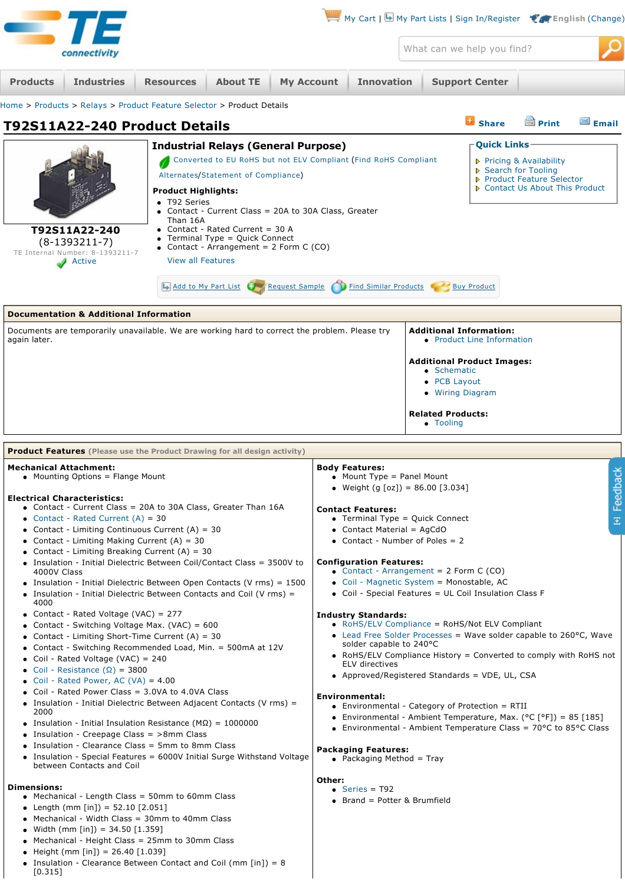Home > Products > Relays > Product Feature Selector > Product Details

# T92S11A22-240 Product Details

**T92S11A22-240**
(8-1393211-7)
TE Internal Number: 8-1393211-7
Active

## Industrial Relays (General Purpose)

Converted to EU RoHS but not ELV Compliant (Find RoHS Compliant Alternates/Statement of Compliance)

**Product Highlights:**

- T92 Series
- Contact - Current Class = 20A to 30A Class, Greater Than 16A
- Contact - Rated Current = 30 A
- Terminal Type = Quick Connect
- Contact - Arrangement = 2 Form C (CO)

View all Features

Add to My Part List | Request Sample | Find Similar Products | Buy Product

**Quick Links**

- Pricing & Availability
- Search for Tooling
- Product Feature Selector
- Contact Us About This Product

## Documentation & Additional Information

Documents are temporarily unavailable. We are working hard to correct the problem. Please try again later.

**Additional Information:**

- Product Line Information

**Additional Product Images:**

- Schematic
- PCB Layout
- Wiring Diagram

**Related Products:**

- Tooling

## Product Features (Please use the Product Drawing for all design activity)

**Mechanical Attachment:**

- Mounting Options = Flange Mount

**Electrical Characteristics:**

- Contact - Current Class = 20A to 30A Class, Greater Than 16A
- Contact - Rated Current (A) = 30
- Contact - Limiting Continuous Current (A) = 30
- Contact - Limiting Making Current (A) = 30
- Contact - Limiting Breaking Current (A) = 30
- Insulation - Initial Dielectric Between Coil/Contact Class = 3500V to 4000V Class
- Insulation - Initial Dielectric Between Open Contacts (V rms) = 1500
- Insulation - Initial Dielectric Between Contacts and Coil (V rms) = 4000
- Contact - Rated Voltage (VAC) = 277
- Contact - Switching Voltage Max. (VAC) = 600
- Contact - Limiting Short-Time Current (A) = 30
- Contact - Switching Recommended Load, Min. = 500mA at 12V
- Coil - Rated Voltage (VAC) = 240
- Coil - Resistance (Ω) = 3800
- Coil - Rated Power, AC (VA) = 4.00
- Coil - Rated Power Class = 3.0VA to 4.0VA Class
- Insulation - Initial Dielectric Between Adjacent Contacts (V rms) = 2000
- Insulation - Initial Insulation Resistance (MΩ) = 1000000
- Insulation - Creepage Class = >8mm Class
- Insulation - Clearance Class = 5mm to 8mm Class
- Insulation - Special Features = 6000V Initial Surge Withstand Voltage between Contacts and Coil

**Dimensions:**

- Mechanical - Length Class = 50mm to 60mm Class
- Length (mm [in]) = 52.10 [2.051]
- Mechanical - Width Class = 30mm to 40mm Class
- Width (mm [in]) = 34.50 [1.359]
- Mechanical - Height Class = 25mm to 30mm Class
- Height (mm [in]) = 26.40 [1.039]
- Insulation - Clearance Between Contact and Coil (mm [in]) = 8 [0.315]

**Body Features:**

- Mount Type = Panel Mount
- Weight (g [oz]) = 86.00 [3.034]

**Contact Features:**

- Terminal Type = Quick Connect
- Contact Material = AgCdO
- Contact - Number of Poles = 2

**Configuration Features:**

- Contact - Arrangement = 2 Form C (CO)
- Coil - Magnetic System = Monostable, AC
- Coil - Special Features = UL Coil Insulation Class F

**Industry Standards:**

- RoHS/ELV Compliance = RoHS/Not ELV Compliant
- Lead Free Solder Processes = Wave solder capable to 260°C, Wave solder capable to 240°C
- RoHS/ELV Compliance History = Converted to comply with RoHS not ELV directives
- Approved/Registered Standards = VDE, UL, CSA

**Environmental:**

- Environmental - Category of Protection = RTII
- Environmental - Ambient Temperature, Max. (°C [°F]) = 85 [185]
- Environmental - Ambient Temperature Class = 70°C to 85°C Class

**Packaging Features:**

- Packaging Method = Tray

**Other:**

- Series = T92
- Brand = Potter & Brumfield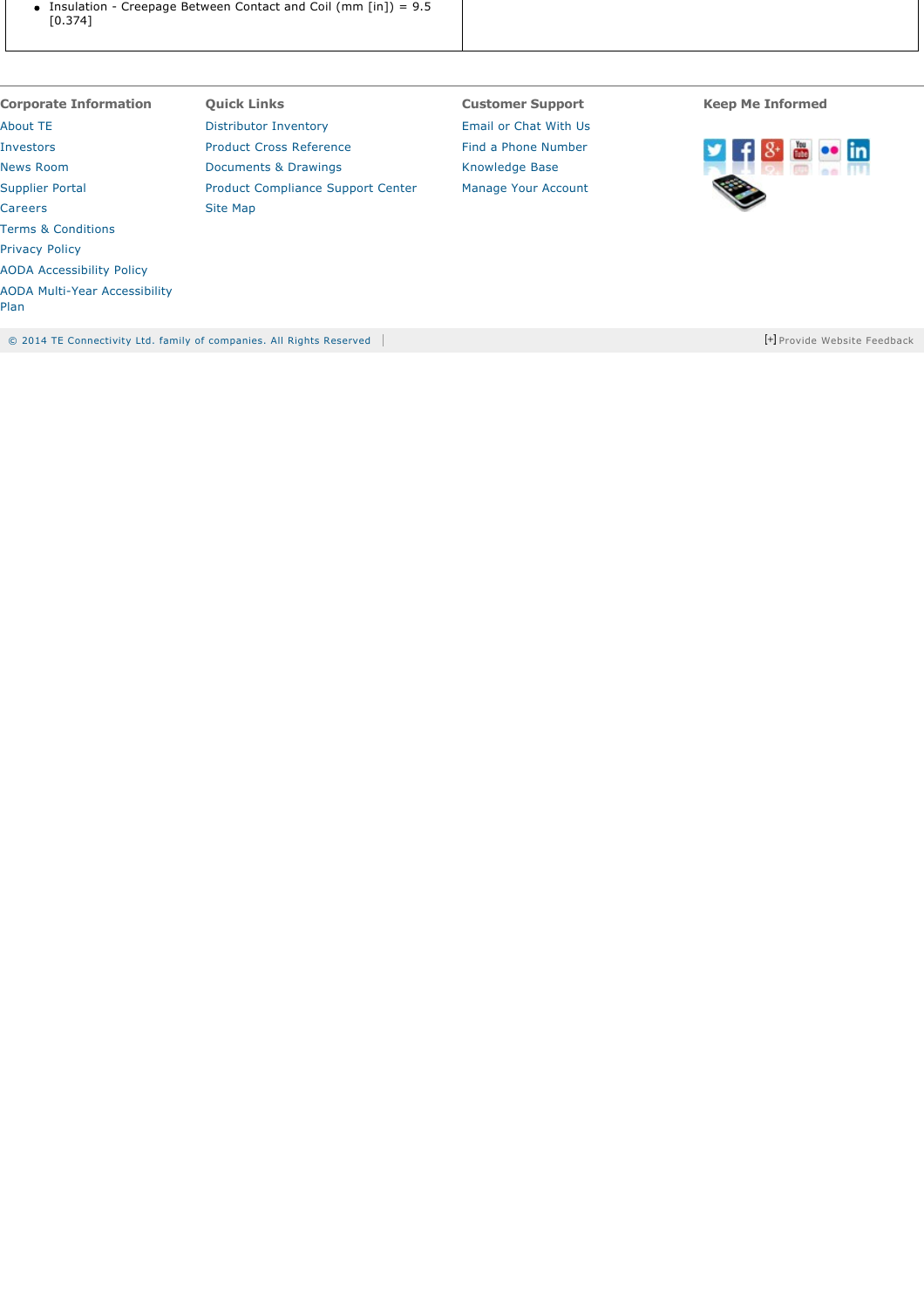- Insulation - Creepage Between Contact and Coil (mm [in]) = 9.5 [0.374]

**Corporate Information**

About TE
Investors
News Room
Supplier Portal
Careers
Terms & Conditions
Privacy Policy
AODA Accessibility Policy
AODA Multi-Year Accessibility Plan

**Quick Links**

Distributor Inventory
Product Cross Reference
Documents & Drawings
Product Compliance Support Center
Site Map

**Customer Support**

Email or Chat With Us
Find a Phone Number
Knowledge Base
Manage Your Account

**Keep Me Informed**

© 2014 TE Connectivity Ltd. family of companies. All Rights Reserved

[+] Provide Website Feedback